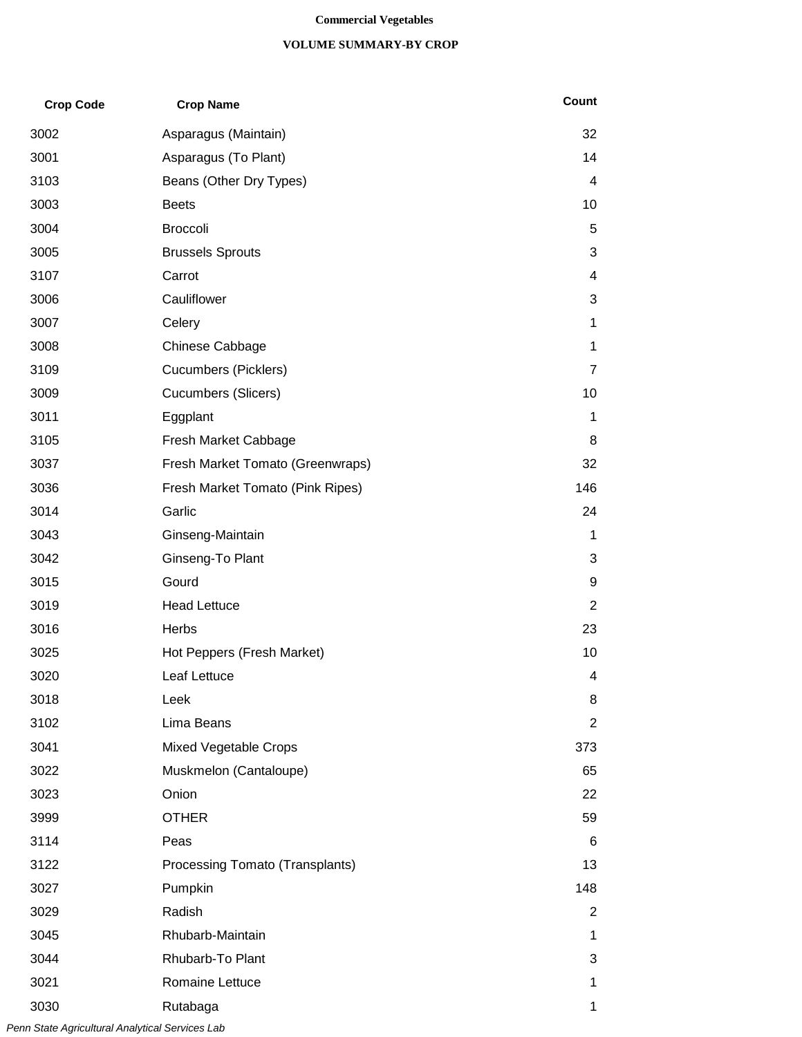# Commercial Vegetables

## VOLUME SUMMARY-BY CROP

| Crop Code | Crop Name | Count |
|---|---|---|
| 3002 | Asparagus (Maintain) | 32 |
| 3001 | Asparagus (To Plant) | 14 |
| 3103 | Beans (Other Dry Types) | 4 |
| 3003 | Beets | 10 |
| 3004 | Broccoli | 5 |
| 3005 | Brussels Sprouts | 3 |
| 3107 | Carrot | 4 |
| 3006 | Cauliflower | 3 |
| 3007 | Celery | 1 |
| 3008 | Chinese Cabbage | 1 |
| 3109 | Cucumbers (Picklers) | 7 |
| 3009 | Cucumbers (Slicers) | 10 |
| 3011 | Eggplant | 1 |
| 3105 | Fresh Market Cabbage | 8 |
| 3037 | Fresh Market Tomato (Greenwraps) | 32 |
| 3036 | Fresh Market Tomato (Pink Ripes) | 146 |
| 3014 | Garlic | 24 |
| 3043 | Ginseng-Maintain | 1 |
| 3042 | Ginseng-To Plant | 3 |
| 3015 | Gourd | 9 |
| 3019 | Head Lettuce | 2 |
| 3016 | Herbs | 23 |
| 3025 | Hot Peppers (Fresh Market) | 10 |
| 3020 | Leaf Lettuce | 4 |
| 3018 | Leek | 8 |
| 3102 | Lima Beans | 2 |
| 3041 | Mixed Vegetable Crops | 373 |
| 3022 | Muskmelon (Cantaloupe) | 65 |
| 3023 | Onion | 22 |
| 3999 | OTHER | 59 |
| 3114 | Peas | 6 |
| 3122 | Processing Tomato (Transplants) | 13 |
| 3027 | Pumpkin | 148 |
| 3029 | Radish | 2 |
| 3045 | Rhubarb-Maintain | 1 |
| 3044 | Rhubarb-To Plant | 3 |
| 3021 | Romaine Lettuce | 1 |
| 3030 | Rutabaga | 1 |

*Penn State Agricultural Analytical Services Lab*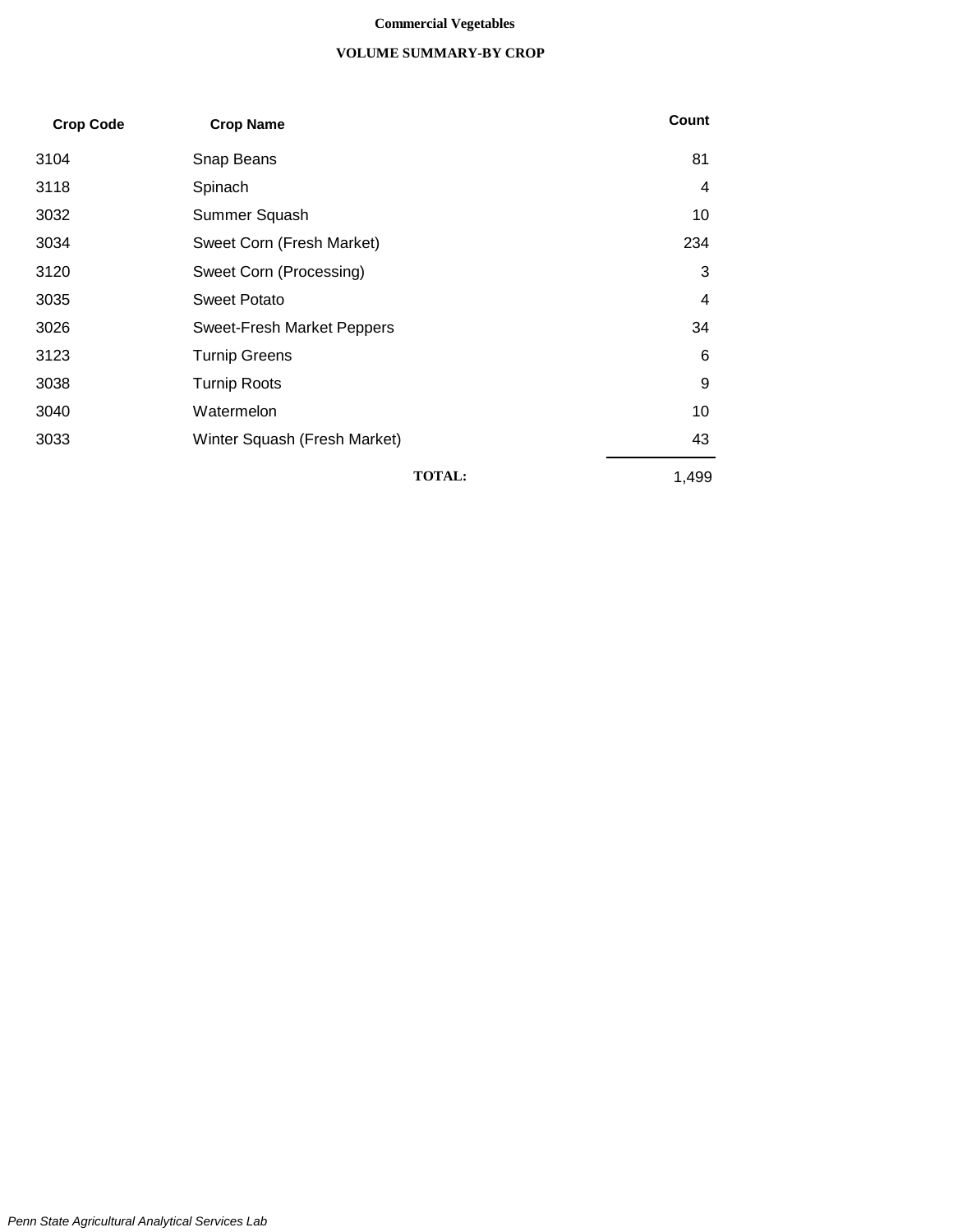**Commercial Vegetables**

**VOLUME SUMMARY-BY CROP**

| Crop Code | Crop Name | Count |
|---|---|---|
| 3104 | Snap Beans | 81 |
| 3118 | Spinach | 4 |
| 3032 | Summer Squash | 10 |
| 3034 | Sweet Corn (Fresh Market) | 234 |
| 3120 | Sweet Corn (Processing) | 3 |
| 3035 | Sweet Potato | 4 |
| 3026 | Sweet-Fresh Market Peppers | 34 |
| 3123 | Turnip Greens | 6 |
| 3038 | Turnip Roots | 9 |
| 3040 | Watermelon | 10 |
| 3033 | Winter Squash (Fresh Market) | 43 |
| | **TOTAL:** | 1,499 |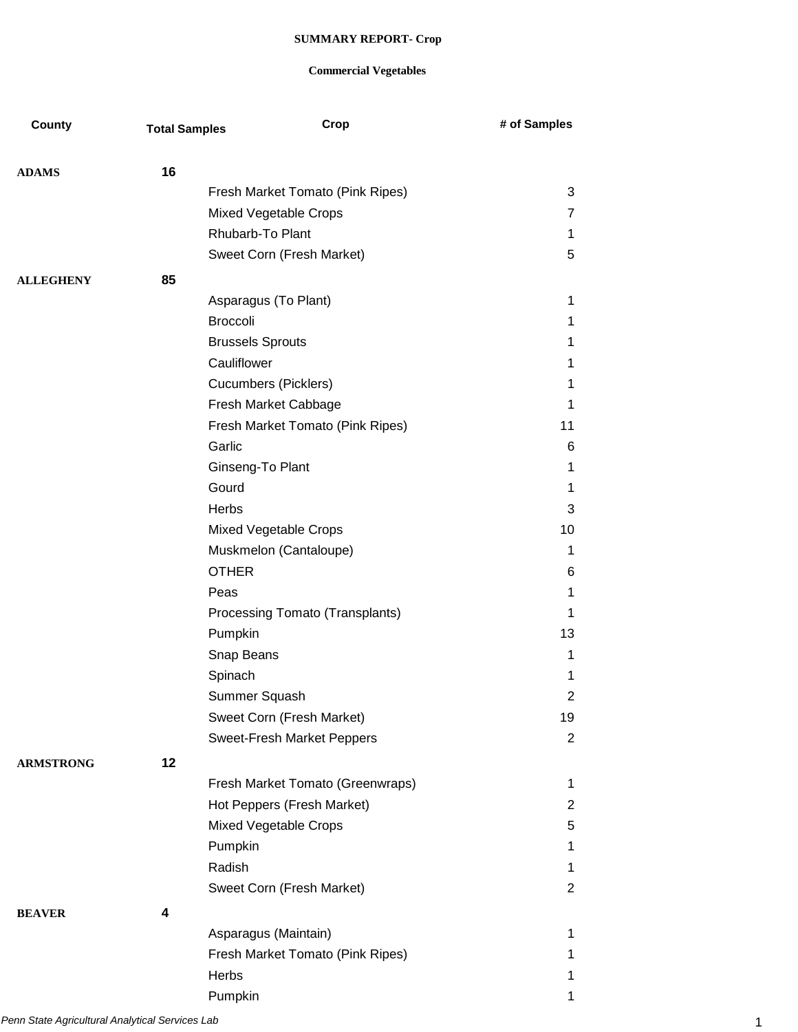**SUMMARY REPORT- Crop**

**Commercial Vegetables**

| County | Total Samples | Crop | # of Samples |
|---|---|---|---|
| **ADAMS** | **16** | | |
| | | Fresh Market Tomato (Pink Ripes) | 3 |
| | | Mixed Vegetable Crops | 7 |
| | | Rhubarb-To Plant | 1 |
| | | Sweet Corn (Fresh Market) | 5 |
| **ALLEGHENY** | **85** | | |
| | | Asparagus (To Plant) | 1 |
| | | Broccoli | 1 |
| | | Brussels Sprouts | 1 |
| | | Cauliflower | 1 |
| | | Cucumbers (Picklers) | 1 |
| | | Fresh Market Cabbage | 1 |
| | | Fresh Market Tomato (Pink Ripes) | 11 |
| | | Garlic | 6 |
| | | Ginseng-To Plant | 1 |
| | | Gourd | 1 |
| | | Herbs | 3 |
| | | Mixed Vegetable Crops | 10 |
| | | Muskmelon (Cantaloupe) | 1 |
| | | OTHER | 6 |
| | | Peas | 1 |
| | | Processing Tomato (Transplants) | 1 |
| | | Pumpkin | 13 |
| | | Snap Beans | 1 |
| | | Spinach | 1 |
| | | Summer Squash | 2 |
| | | Sweet Corn (Fresh Market) | 19 |
| | | Sweet-Fresh Market Peppers | 2 |
| **ARMSTRONG** | **12** | | |
| | | Fresh Market Tomato (Greenwraps) | 1 |
| | | Hot Peppers (Fresh Market) | 2 |
| | | Mixed Vegetable Crops | 5 |
| | | Pumpkin | 1 |
| | | Radish | 1 |
| | | Sweet Corn (Fresh Market) | 2 |
| **BEAVER** | **4** | | |
| | | Asparagus (Maintain) | 1 |
| | | Fresh Market Tomato (Pink Ripes) | 1 |
| | | Herbs | 1 |
| | | Pumpkin | 1 |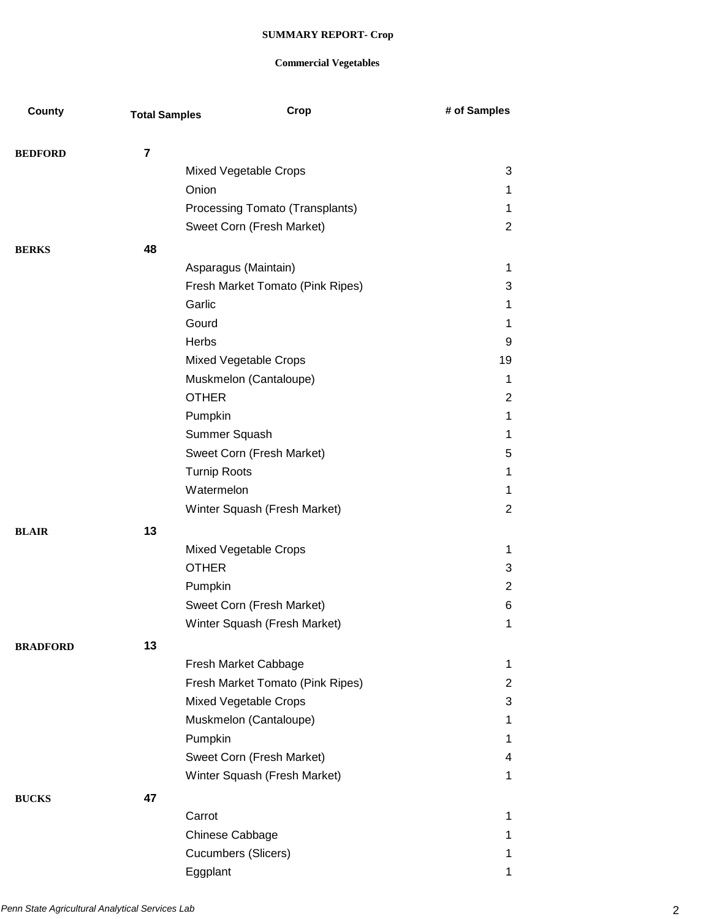**SUMMARY REPORT- Crop**

**Commercial Vegetables**

| County | Total Samples | Crop | # of Samples |
|---|---|---|---|
| **BEDFORD** | **7** | | |
| | | Mixed Vegetable Crops | 3 |
| | | Onion | 1 |
| | | Processing Tomato (Transplants) | 1 |
| | | Sweet Corn (Fresh Market) | 2 |
| **BERKS** | **48** | | |
| | | Asparagus (Maintain) | 1 |
| | | Fresh Market Tomato (Pink Ripes) | 3 |
| | | Garlic | 1 |
| | | Gourd | 1 |
| | | Herbs | 9 |
| | | Mixed Vegetable Crops | 19 |
| | | Muskmelon (Cantaloupe) | 1 |
| | | OTHER | 2 |
| | | Pumpkin | 1 |
| | | Summer Squash | 1 |
| | | Sweet Corn (Fresh Market) | 5 |
| | | Turnip Roots | 1 |
| | | Watermelon | 1 |
| | | Winter Squash (Fresh Market) | 2 |
| **BLAIR** | **13** | | |
| | | Mixed Vegetable Crops | 1 |
| | | OTHER | 3 |
| | | Pumpkin | 2 |
| | | Sweet Corn (Fresh Market) | 6 |
| | | Winter Squash (Fresh Market) | 1 |
| **BRADFORD** | **13** | | |
| | | Fresh Market Cabbage | 1 |
| | | Fresh Market Tomato (Pink Ripes) | 2 |
| | | Mixed Vegetable Crops | 3 |
| | | Muskmelon (Cantaloupe) | 1 |
| | | Pumpkin | 1 |
| | | Sweet Corn (Fresh Market) | 4 |
| | | Winter Squash (Fresh Market) | 1 |
| **BUCKS** | **47** | | |
| | | Carrot | 1 |
| | | Chinese Cabbage | 1 |
| | | Cucumbers (Slicers) | 1 |
| | | Eggplant | 1 |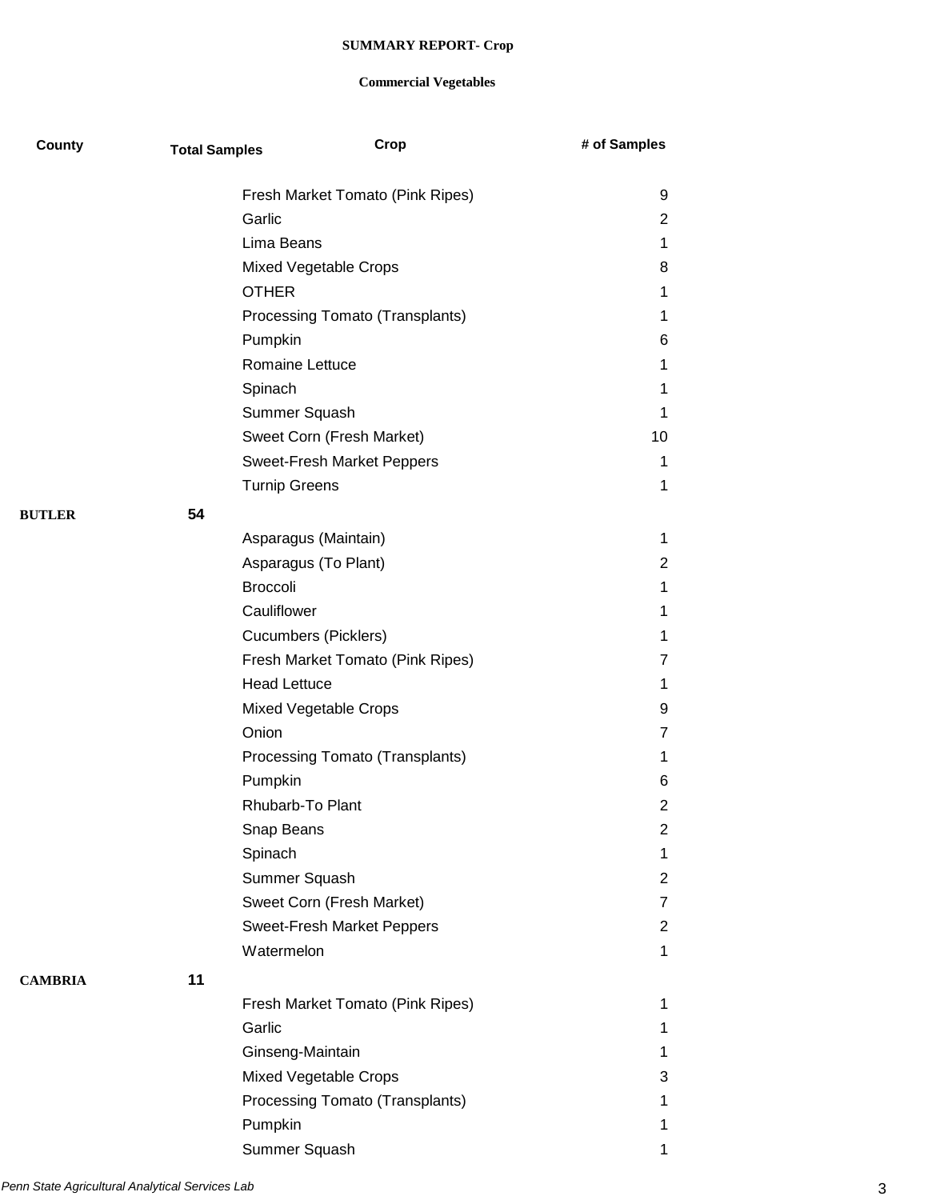**SUMMARY REPORT- Crop**

**Commercial Vegetables**

| County | Total Samples | Crop | # of Samples |
|---|---|---|---|
| | | Fresh Market Tomato (Pink Ripes) | 9 |
| | | Garlic | 2 |
| | | Lima Beans | 1 |
| | | Mixed Vegetable Crops | 8 |
| | | OTHER | 1 |
| | | Processing Tomato (Transplants) | 1 |
| | | Pumpkin | 6 |
| | | Romaine Lettuce | 1 |
| | | Spinach | 1 |
| | | Summer Squash | 1 |
| | | Sweet Corn (Fresh Market) | 10 |
| | | Sweet-Fresh Market Peppers | 1 |
| | | Turnip Greens | 1 |
| **BUTLER** | **54** | | |
| | | Asparagus (Maintain) | 1 |
| | | Asparagus (To Plant) | 2 |
| | | Broccoli | 1 |
| | | Cauliflower | 1 |
| | | Cucumbers (Picklers) | 1 |
| | | Fresh Market Tomato (Pink Ripes) | 7 |
| | | Head Lettuce | 1 |
| | | Mixed Vegetable Crops | 9 |
| | | Onion | 7 |
| | | Processing Tomato (Transplants) | 1 |
| | | Pumpkin | 6 |
| | | Rhubarb-To Plant | 2 |
| | | Snap Beans | 2 |
| | | Spinach | 1 |
| | | Summer Squash | 2 |
| | | Sweet Corn (Fresh Market) | 7 |
| | | Sweet-Fresh Market Peppers | 2 |
| | | Watermelon | 1 |
| **CAMBRIA** | **11** | | |
| | | Fresh Market Tomato (Pink Ripes) | 1 |
| | | Garlic | 1 |
| | | Ginseng-Maintain | 1 |
| | | Mixed Vegetable Crops | 3 |
| | | Processing Tomato (Transplants) | 1 |
| | | Pumpkin | 1 |
| | | Summer Squash | 1 |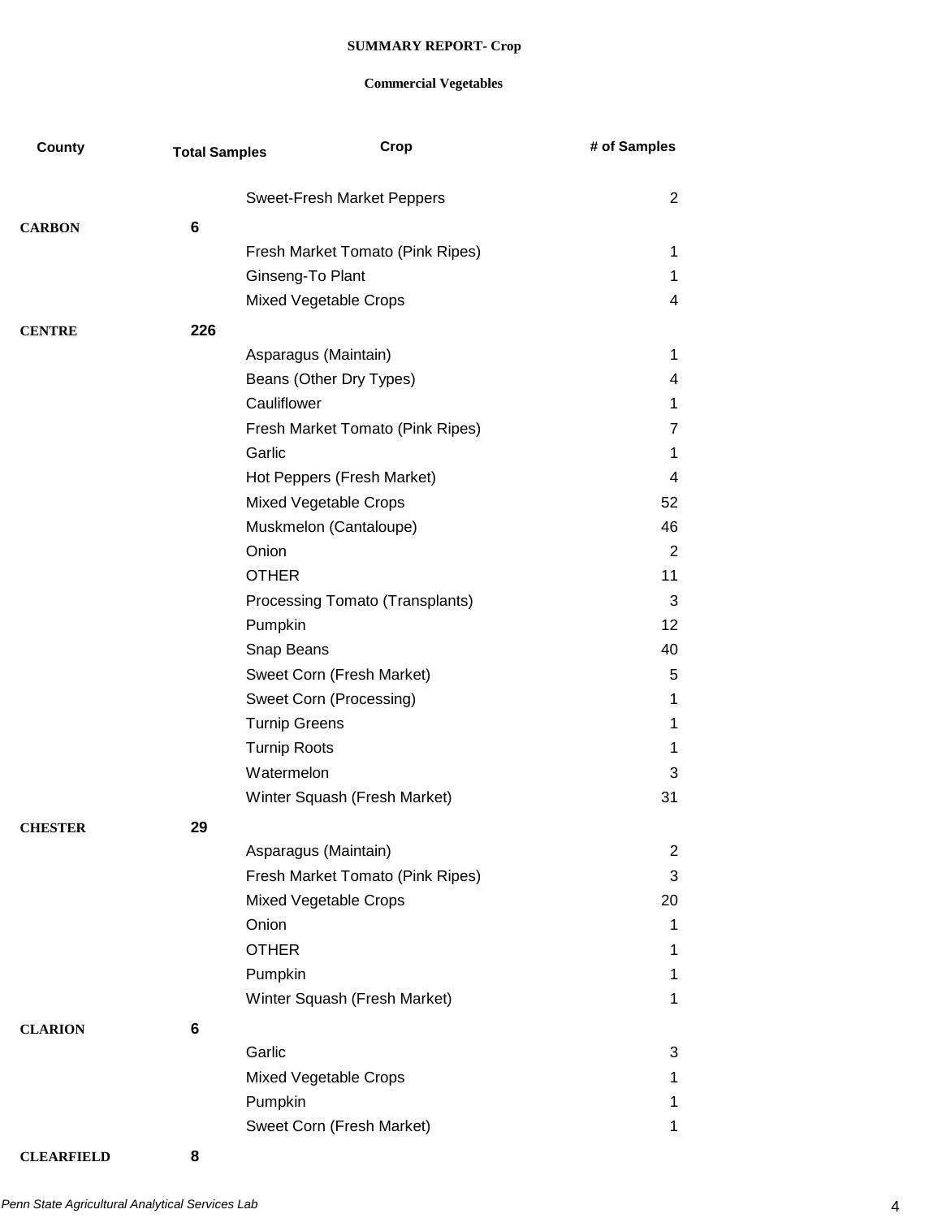**SUMMARY REPORT- Crop**

**Commercial Vegetables**

| County | Total Samples | Crop | # of Samples |
|---|---|---|---|
| | | Sweet-Fresh Market Peppers | 2 |
| **CARBON** | **6** | | |
| | | Fresh Market Tomato (Pink Ripes) | 1 |
| | | Ginseng-To Plant | 1 |
| | | Mixed Vegetable Crops | 4 |
| **CENTRE** | **226** | | |
| | | Asparagus (Maintain) | 1 |
| | | Beans (Other Dry Types) | 4 |
| | | Cauliflower | 1 |
| | | Fresh Market Tomato (Pink Ripes) | 7 |
| | | Garlic | 1 |
| | | Hot Peppers (Fresh Market) | 4 |
| | | Mixed Vegetable Crops | 52 |
| | | Muskmelon (Cantaloupe) | 46 |
| | | Onion | 2 |
| | | OTHER | 11 |
| | | Processing Tomato (Transplants) | 3 |
| | | Pumpkin | 12 |
| | | Snap Beans | 40 |
| | | Sweet Corn (Fresh Market) | 5 |
| | | Sweet Corn (Processing) | 1 |
| | | Turnip Greens | 1 |
| | | Turnip Roots | 1 |
| | | Watermelon | 3 |
| | | Winter Squash (Fresh Market) | 31 |
| **CHESTER** | **29** | | |
| | | Asparagus (Maintain) | 2 |
| | | Fresh Market Tomato (Pink Ripes) | 3 |
| | | Mixed Vegetable Crops | 20 |
| | | Onion | 1 |
| | | OTHER | 1 |
| | | Pumpkin | 1 |
| | | Winter Squash (Fresh Market) | 1 |
| **CLARION** | **6** | | |
| | | Garlic | 3 |
| | | Mixed Vegetable Crops | 1 |
| | | Pumpkin | 1 |
| | | Sweet Corn (Fresh Market) | 1 |
| **CLEARFIELD** | **8** | | |

*Penn State Agricultural Analytical Services Lab*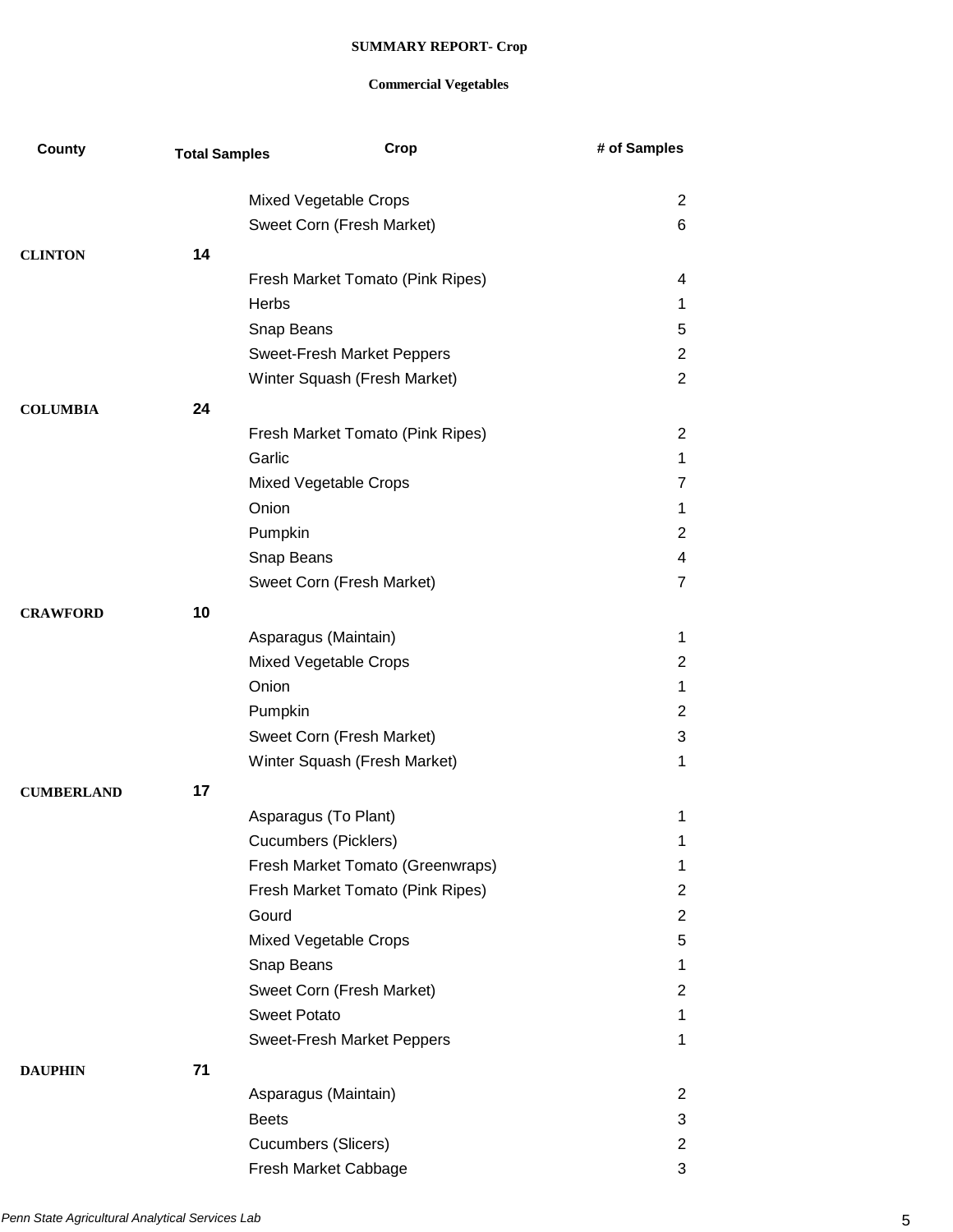**SUMMARY REPORT- Crop**

**Commercial Vegetables**

| County | Total Samples | Crop | # of Samples |
|---|---|---|---|
| | | Mixed Vegetable Crops | 2 |
| | | Sweet Corn (Fresh Market) | 6 |
| **CLINTON** | **14** | | |
| | | Fresh Market Tomato (Pink Ripes) | 4 |
| | | Herbs | 1 |
| | | Snap Beans | 5 |
| | | Sweet-Fresh Market Peppers | 2 |
| | | Winter Squash (Fresh Market) | 2 |
| **COLUMBIA** | **24** | | |
| | | Fresh Market Tomato (Pink Ripes) | 2 |
| | | Garlic | 1 |
| | | Mixed Vegetable Crops | 7 |
| | | Onion | 1 |
| | | Pumpkin | 2 |
| | | Snap Beans | 4 |
| | | Sweet Corn (Fresh Market) | 7 |
| **CRAWFORD** | **10** | | |
| | | Asparagus (Maintain) | 1 |
| | | Mixed Vegetable Crops | 2 |
| | | Onion | 1 |
| | | Pumpkin | 2 |
| | | Sweet Corn (Fresh Market) | 3 |
| | | Winter Squash (Fresh Market) | 1 |
| **CUMBERLAND** | **17** | | |
| | | Asparagus (To Plant) | 1 |
| | | Cucumbers (Picklers) | 1 |
| | | Fresh Market Tomato (Greenwraps) | 1 |
| | | Fresh Market Tomato (Pink Ripes) | 2 |
| | | Gourd | 2 |
| | | Mixed Vegetable Crops | 5 |
| | | Snap Beans | 1 |
| | | Sweet Corn (Fresh Market) | 2 |
| | | Sweet Potato | 1 |
| | | Sweet-Fresh Market Peppers | 1 |
| **DAUPHIN** | **71** | | |
| | | Asparagus (Maintain) | 2 |
| | | Beets | 3 |
| | | Cucumbers (Slicers) | 2 |
| | | Fresh Market Cabbage | 3 |

*Penn State Agricultural Analytical Services Lab*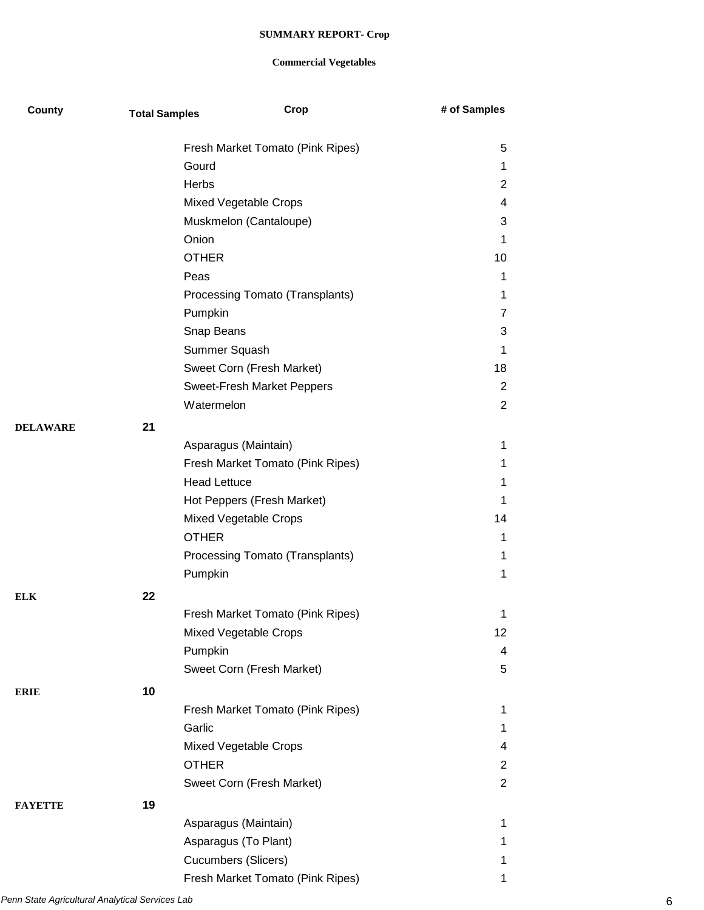**SUMMARY REPORT- Crop**

**Commercial Vegetables**

| County | Total Samples | Crop | # of Samples |
|---|---|---|---|
| | | Fresh Market Tomato (Pink Ripes) | 5 |
| | | Gourd | 1 |
| | | Herbs | 2 |
| | | Mixed Vegetable Crops | 4 |
| | | Muskmelon (Cantaloupe) | 3 |
| | | Onion | 1 |
| | | OTHER | 10 |
| | | Peas | 1 |
| | | Processing Tomato (Transplants) | 1 |
| | | Pumpkin | 7 |
| | | Snap Beans | 3 |
| | | Summer Squash | 1 |
| | | Sweet Corn (Fresh Market) | 18 |
| | | Sweet-Fresh Market Peppers | 2 |
| | | Watermelon | 2 |
| **DELAWARE** | **21** | | |
| | | Asparagus (Maintain) | 1 |
| | | Fresh Market Tomato (Pink Ripes) | 1 |
| | | Head Lettuce | 1 |
| | | Hot Peppers (Fresh Market) | 1 |
| | | Mixed Vegetable Crops | 14 |
| | | OTHER | 1 |
| | | Processing Tomato (Transplants) | 1 |
| | | Pumpkin | 1 |
| **ELK** | **22** | | |
| | | Fresh Market Tomato (Pink Ripes) | 1 |
| | | Mixed Vegetable Crops | 12 |
| | | Pumpkin | 4 |
| | | Sweet Corn (Fresh Market) | 5 |
| **ERIE** | **10** | | |
| | | Fresh Market Tomato (Pink Ripes) | 1 |
| | | Garlic | 1 |
| | | Mixed Vegetable Crops | 4 |
| | | OTHER | 2 |
| | | Sweet Corn (Fresh Market) | 2 |
| **FAYETTE** | **19** | | |
| | | Asparagus (Maintain) | 1 |
| | | Asparagus (To Plant) | 1 |
| | | Cucumbers (Slicers) | 1 |
| | | Fresh Market Tomato (Pink Ripes) | 1 |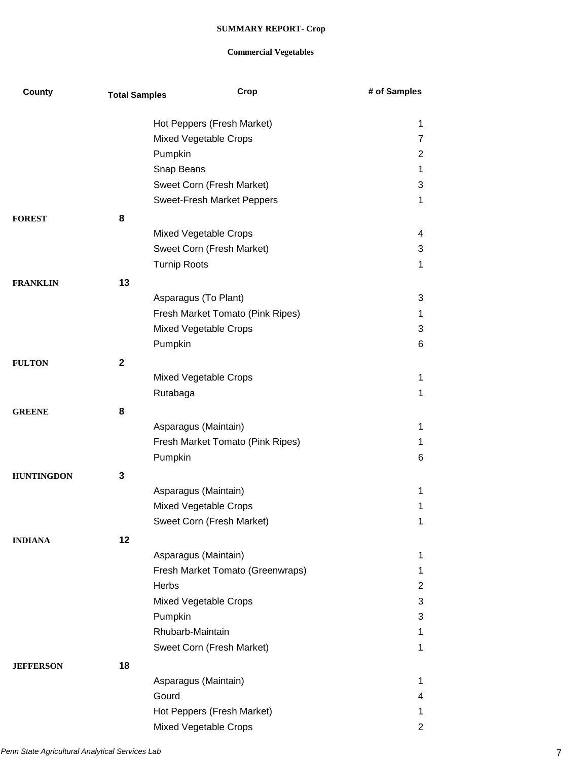**SUMMARY REPORT- Crop**

**Commercial Vegetables**

| County | Total Samples | Crop | # of Samples |
|---|---|---|---|
| | | Hot Peppers (Fresh Market) | 1 |
| | | Mixed Vegetable Crops | 7 |
| | | Pumpkin | 2 |
| | | Snap Beans | 1 |
| | | Sweet Corn (Fresh Market) | 3 |
| | | Sweet-Fresh Market Peppers | 1 |
| **FOREST** | **8** | | |
| | | Mixed Vegetable Crops | 4 |
| | | Sweet Corn (Fresh Market) | 3 |
| | | Turnip Roots | 1 |
| **FRANKLIN** | **13** | | |
| | | Asparagus (To Plant) | 3 |
| | | Fresh Market Tomato (Pink Ripes) | 1 |
| | | Mixed Vegetable Crops | 3 |
| | | Pumpkin | 6 |
| **FULTON** | **2** | | |
| | | Mixed Vegetable Crops | 1 |
| | | Rutabaga | 1 |
| **GREENE** | **8** | | |
| | | Asparagus (Maintain) | 1 |
| | | Fresh Market Tomato (Pink Ripes) | 1 |
| | | Pumpkin | 6 |
| **HUNTINGDON** | **3** | | |
| | | Asparagus (Maintain) | 1 |
| | | Mixed Vegetable Crops | 1 |
| | | Sweet Corn (Fresh Market) | 1 |
| **INDIANA** | **12** | | |
| | | Asparagus (Maintain) | 1 |
| | | Fresh Market Tomato (Greenwraps) | 1 |
| | | Herbs | 2 |
| | | Mixed Vegetable Crops | 3 |
| | | Pumpkin | 3 |
| | | Rhubarb-Maintain | 1 |
| | | Sweet Corn (Fresh Market) | 1 |
| **JEFFERSON** | **18** | | |
| | | Asparagus (Maintain) | 1 |
| | | Gourd | 4 |
| | | Hot Peppers (Fresh Market) | 1 |
| | | Mixed Vegetable Crops | 2 |

*Penn State Agricultural Analytical Services Lab*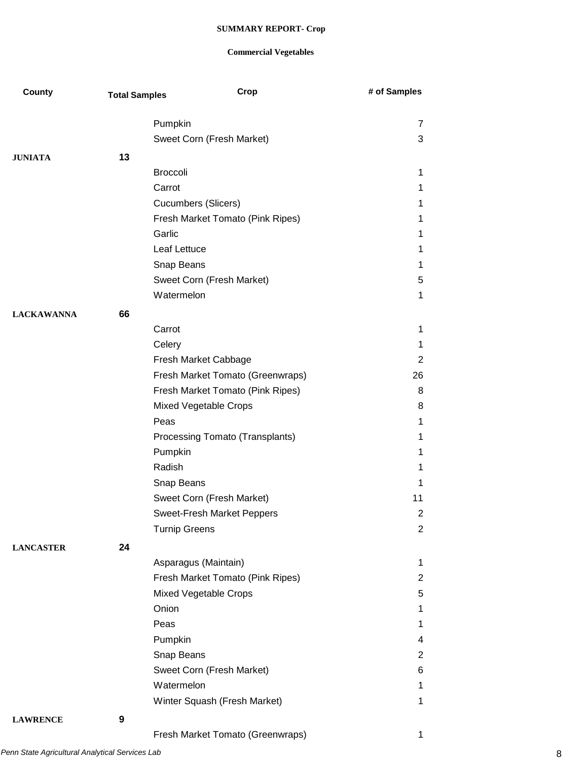**SUMMARY REPORT- Crop**

**Commercial Vegetables**

| County | Total Samples | Crop | # of Samples |
|---|---|---|---|
| | | Pumpkin | 7 |
| | | Sweet Corn (Fresh Market) | 3 |
| **JUNIATA** | **13** | | |
| | | Broccoli | 1 |
| | | Carrot | 1 |
| | | Cucumbers (Slicers) | 1 |
| | | Fresh Market Tomato (Pink Ripes) | 1 |
| | | Garlic | 1 |
| | | Leaf Lettuce | 1 |
| | | Snap Beans | 1 |
| | | Sweet Corn (Fresh Market) | 5 |
| | | Watermelon | 1 |
| **LACKAWANNA** | **66** | | |
| | | Carrot | 1 |
| | | Celery | 1 |
| | | Fresh Market Cabbage | 2 |
| | | Fresh Market Tomato (Greenwraps) | 26 |
| | | Fresh Market Tomato (Pink Ripes) | 8 |
| | | Mixed Vegetable Crops | 8 |
| | | Peas | 1 |
| | | Processing Tomato (Transplants) | 1 |
| | | Pumpkin | 1 |
| | | Radish | 1 |
| | | Snap Beans | 1 |
| | | Sweet Corn (Fresh Market) | 11 |
| | | Sweet-Fresh Market Peppers | 2 |
| | | Turnip Greens | 2 |
| **LANCASTER** | **24** | | |
| | | Asparagus (Maintain) | 1 |
| | | Fresh Market Tomato (Pink Ripes) | 2 |
| | | Mixed Vegetable Crops | 5 |
| | | Onion | 1 |
| | | Peas | 1 |
| | | Pumpkin | 4 |
| | | Snap Beans | 2 |
| | | Sweet Corn (Fresh Market) | 6 |
| | | Watermelon | 1 |
| | | Winter Squash (Fresh Market) | 1 |
| **LAWRENCE** | **9** | | |
| | | Fresh Market Tomato (Greenwraps) | 1 |

*Penn State Agricultural Analytical Services Lab*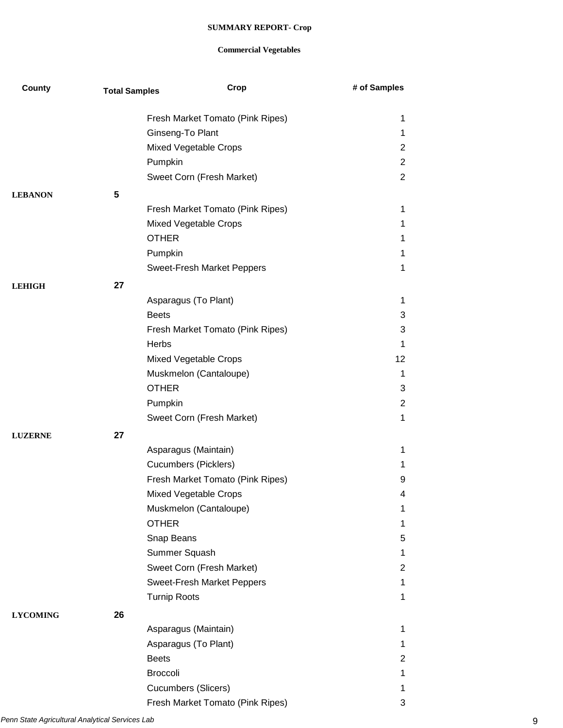**SUMMARY REPORT- Crop**

**Commercial Vegetables**

| County | Total Samples | Crop | # of Samples |
|---|---|---|---|
| | | Fresh Market Tomato (Pink Ripes) | 1 |
| | | Ginseng-To Plant | 1 |
| | | Mixed Vegetable Crops | 2 |
| | | Pumpkin | 2 |
| | | Sweet Corn (Fresh Market) | 2 |
| **LEBANON** | **5** | | |
| | | Fresh Market Tomato (Pink Ripes) | 1 |
| | | Mixed Vegetable Crops | 1 |
| | | OTHER | 1 |
| | | Pumpkin | 1 |
| | | Sweet-Fresh Market Peppers | 1 |
| **LEHIGH** | **27** | | |
| | | Asparagus (To Plant) | 1 |
| | | Beets | 3 |
| | | Fresh Market Tomato (Pink Ripes) | 3 |
| | | Herbs | 1 |
| | | Mixed Vegetable Crops | 12 |
| | | Muskmelon (Cantaloupe) | 1 |
| | | OTHER | 3 |
| | | Pumpkin | 2 |
| | | Sweet Corn (Fresh Market) | 1 |
| **LUZERNE** | **27** | | |
| | | Asparagus (Maintain) | 1 |
| | | Cucumbers (Picklers) | 1 |
| | | Fresh Market Tomato (Pink Ripes) | 9 |
| | | Mixed Vegetable Crops | 4 |
| | | Muskmelon (Cantaloupe) | 1 |
| | | OTHER | 1 |
| | | Snap Beans | 5 |
| | | Summer Squash | 1 |
| | | Sweet Corn (Fresh Market) | 2 |
| | | Sweet-Fresh Market Peppers | 1 |
| | | Turnip Roots | 1 |
| **LYCOMING** | **26** | | |
| | | Asparagus (Maintain) | 1 |
| | | Asparagus (To Plant) | 1 |
| | | Beets | 2 |
| | | Broccoli | 1 |
| | | Cucumbers (Slicers) | 1 |
| | | Fresh Market Tomato (Pink Ripes) | 3 |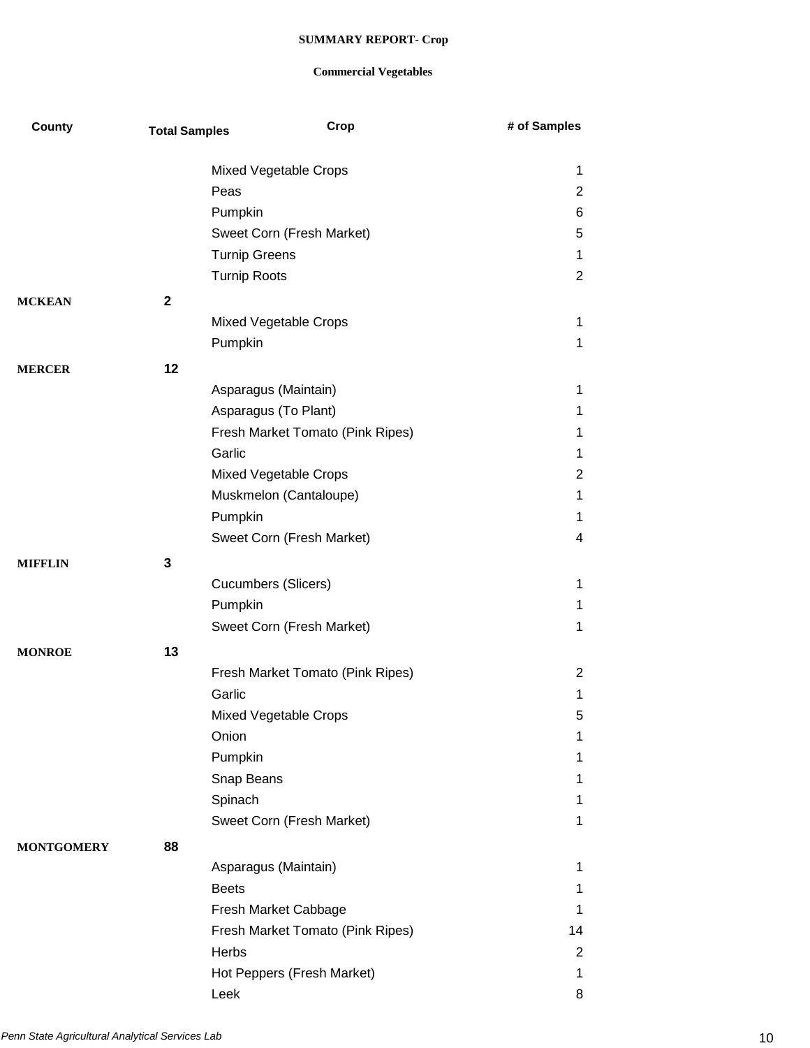**SUMMARY REPORT- Crop**

**Commercial Vegetables**

| County | Total Samples | Crop | # of Samples |
|---|---|---|---|
| | | Mixed Vegetable Crops | 1 |
| | | Peas | 2 |
| | | Pumpkin | 6 |
| | | Sweet Corn (Fresh Market) | 5 |
| | | Turnip Greens | 1 |
| | | Turnip Roots | 2 |
| **MCKEAN** | **2** | | |
| | | Mixed Vegetable Crops | 1 |
| | | Pumpkin | 1 |
| **MERCER** | **12** | | |
| | | Asparagus (Maintain) | 1 |
| | | Asparagus (To Plant) | 1 |
| | | Fresh Market Tomato (Pink Ripes) | 1 |
| | | Garlic | 1 |
| | | Mixed Vegetable Crops | 2 |
| | | Muskmelon (Cantaloupe) | 1 |
| | | Pumpkin | 1 |
| | | Sweet Corn (Fresh Market) | 4 |
| **MIFFLIN** | **3** | | |
| | | Cucumbers (Slicers) | 1 |
| | | Pumpkin | 1 |
| | | Sweet Corn (Fresh Market) | 1 |
| **MONROE** | **13** | | |
| | | Fresh Market Tomato (Pink Ripes) | 2 |
| | | Garlic | 1 |
| | | Mixed Vegetable Crops | 5 |
| | | Onion | 1 |
| | | Pumpkin | 1 |
| | | Snap Beans | 1 |
| | | Spinach | 1 |
| | | Sweet Corn (Fresh Market) | 1 |
| **MONTGOMERY** | **88** | | |
| | | Asparagus (Maintain) | 1 |
| | | Beets | 1 |
| | | Fresh Market Cabbage | 1 |
| | | Fresh Market Tomato (Pink Ripes) | 14 |
| | | Herbs | 2 |
| | | Hot Peppers (Fresh Market) | 1 |
| | | Leek | 8 |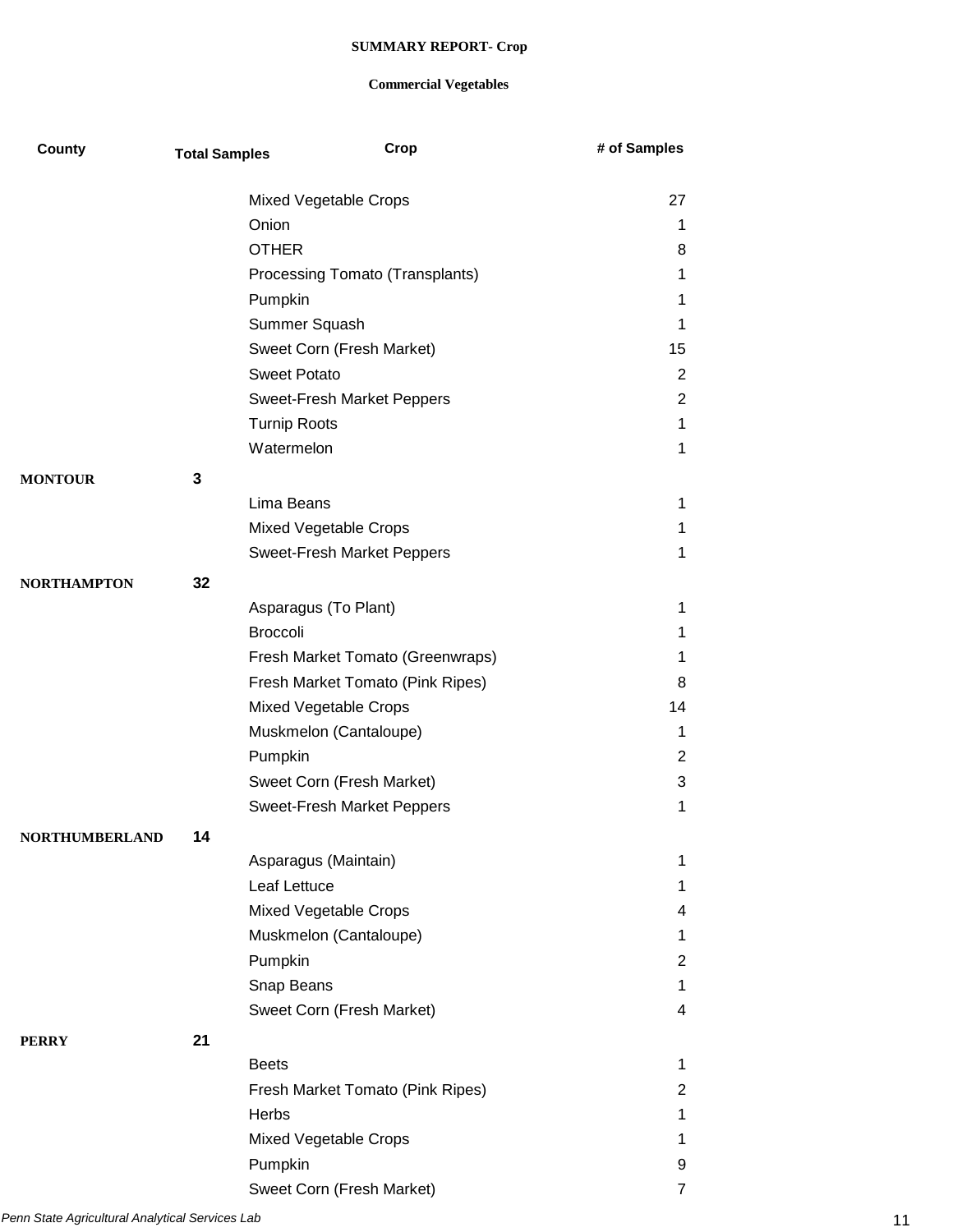**SUMMARY REPORT- Crop**

**Commercial Vegetables**

| County | Total Samples | Crop | # of Samples |
|---|---|---|---|
| | | Mixed Vegetable Crops | 27 |
| | | Onion | 1 |
| | | OTHER | 8 |
| | | Processing Tomato (Transplants) | 1 |
| | | Pumpkin | 1 |
| | | Summer Squash | 1 |
| | | Sweet Corn (Fresh Market) | 15 |
| | | Sweet Potato | 2 |
| | | Sweet-Fresh Market Peppers | 2 |
| | | Turnip Roots | 1 |
| | | Watermelon | 1 |
| **MONTOUR** | 3 | | |
| | | Lima Beans | 1 |
| | | Mixed Vegetable Crops | 1 |
| | | Sweet-Fresh Market Peppers | 1 |
| **NORTHAMPTON** | 32 | | |
| | | Asparagus (To Plant) | 1 |
| | | Broccoli | 1 |
| | | Fresh Market Tomato (Greenwraps) | 1 |
| | | Fresh Market Tomato (Pink Ripes) | 8 |
| | | Mixed Vegetable Crops | 14 |
| | | Muskmelon (Cantaloupe) | 1 |
| | | Pumpkin | 2 |
| | | Sweet Corn (Fresh Market) | 3 |
| | | Sweet-Fresh Market Peppers | 1 |
| **NORTHUMBERLAND** | 14 | | |
| | | Asparagus (Maintain) | 1 |
| | | Leaf Lettuce | 1 |
| | | Mixed Vegetable Crops | 4 |
| | | Muskmelon (Cantaloupe) | 1 |
| | | Pumpkin | 2 |
| | | Snap Beans | 1 |
| | | Sweet Corn (Fresh Market) | 4 |
| **PERRY** | 21 | | |
| | | Beets | 1 |
| | | Fresh Market Tomato (Pink Ripes) | 2 |
| | | Herbs | 1 |
| | | Mixed Vegetable Crops | 1 |
| | | Pumpkin | 9 |
| | | Sweet Corn (Fresh Market) | 7 |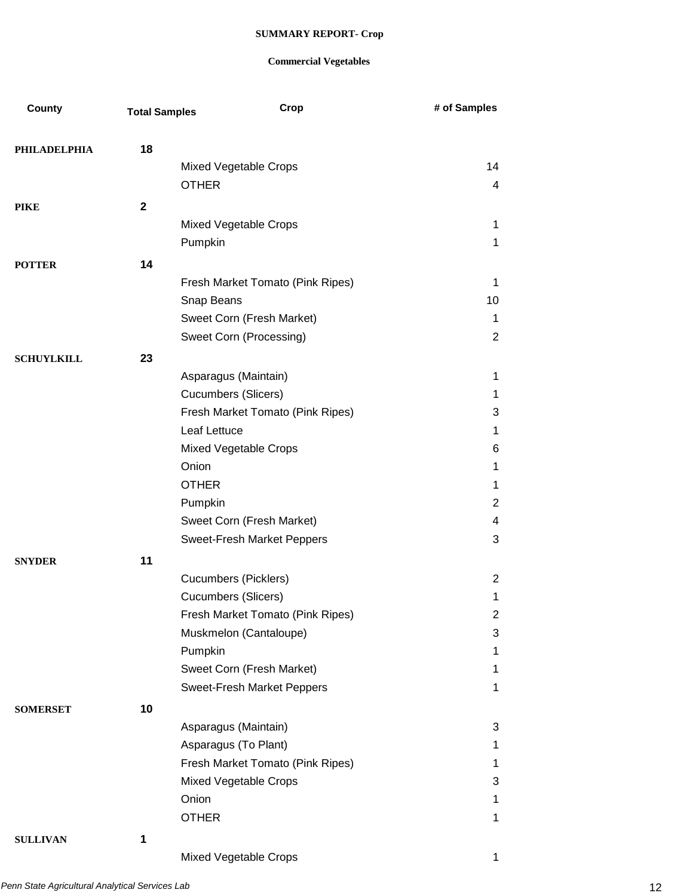**SUMMARY REPORT- Crop**

**Commercial Vegetables**

| County | Total Samples | Crop | # of Samples |
|---|---|---|---|
| **PHILADELPHIA** | **18** | | |
| | | Mixed Vegetable Crops | 14 |
| | | OTHER | 4 |
| **PIKE** | **2** | | |
| | | Mixed Vegetable Crops | 1 |
| | | Pumpkin | 1 |
| **POTTER** | **14** | | |
| | | Fresh Market Tomato (Pink Ripes) | 1 |
| | | Snap Beans | 10 |
| | | Sweet Corn (Fresh Market) | 1 |
| | | Sweet Corn (Processing) | 2 |
| **SCHUYLKILL** | **23** | | |
| | | Asparagus (Maintain) | 1 |
| | | Cucumbers (Slicers) | 1 |
| | | Fresh Market Tomato (Pink Ripes) | 3 |
| | | Leaf Lettuce | 1 |
| | | Mixed Vegetable Crops | 6 |
| | | Onion | 1 |
| | | OTHER | 1 |
| | | Pumpkin | 2 |
| | | Sweet Corn (Fresh Market) | 4 |
| | | Sweet-Fresh Market Peppers | 3 |
| **SNYDER** | **11** | | |
| | | Cucumbers (Picklers) | 2 |
| | | Cucumbers (Slicers) | 1 |
| | | Fresh Market Tomato (Pink Ripes) | 2 |
| | | Muskmelon (Cantaloupe) | 3 |
| | | Pumpkin | 1 |
| | | Sweet Corn (Fresh Market) | 1 |
| | | Sweet-Fresh Market Peppers | 1 |
| **SOMERSET** | **10** | | |
| | | Asparagus (Maintain) | 3 |
| | | Asparagus (To Plant) | 1 |
| | | Fresh Market Tomato (Pink Ripes) | 1 |
| | | Mixed Vegetable Crops | 3 |
| | | Onion | 1 |
| | | OTHER | 1 |
| **SULLIVAN** | **1** | | |
| | | Mixed Vegetable Crops | 1 |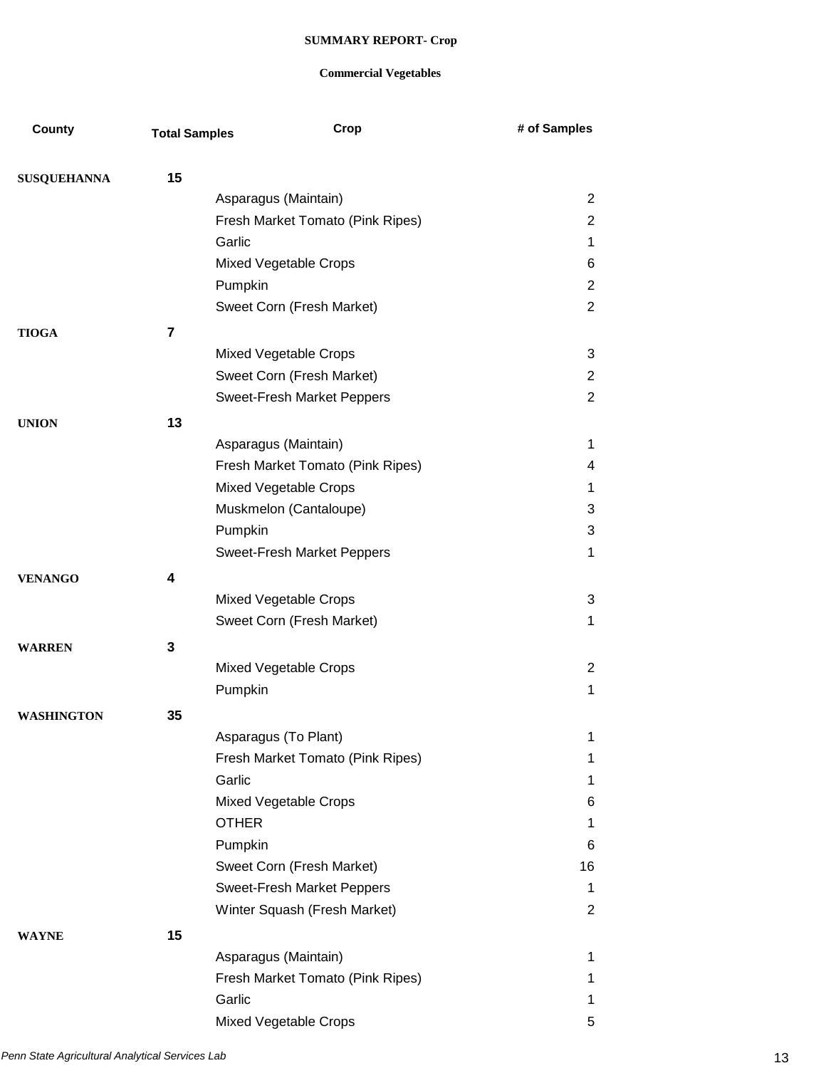**SUMMARY REPORT- Crop**

**Commercial Vegetables**

| County | Total Samples | Crop | # of Samples |
|---|---|---|---|
| **SUSQUEHANNA** | **15** | | |
| | | Asparagus (Maintain) | 2 |
| | | Fresh Market Tomato (Pink Ripes) | 2 |
| | | Garlic | 1 |
| | | Mixed Vegetable Crops | 6 |
| | | Pumpkin | 2 |
| | | Sweet Corn (Fresh Market) | 2 |
| **TIOGA** | **7** | | |
| | | Mixed Vegetable Crops | 3 |
| | | Sweet Corn (Fresh Market) | 2 |
| | | Sweet-Fresh Market Peppers | 2 |
| **UNION** | **13** | | |
| | | Asparagus (Maintain) | 1 |
| | | Fresh Market Tomato (Pink Ripes) | 4 |
| | | Mixed Vegetable Crops | 1 |
| | | Muskmelon (Cantaloupe) | 3 |
| | | Pumpkin | 3 |
| | | Sweet-Fresh Market Peppers | 1 |
| **VENANGO** | **4** | | |
| | | Mixed Vegetable Crops | 3 |
| | | Sweet Corn (Fresh Market) | 1 |
| **WARREN** | **3** | | |
| | | Mixed Vegetable Crops | 2 |
| | | Pumpkin | 1 |
| **WASHINGTON** | **35** | | |
| | | Asparagus (To Plant) | 1 |
| | | Fresh Market Tomato (Pink Ripes) | 1 |
| | | Garlic | 1 |
| | | Mixed Vegetable Crops | 6 |
| | | OTHER | 1 |
| | | Pumpkin | 6 |
| | | Sweet Corn (Fresh Market) | 16 |
| | | Sweet-Fresh Market Peppers | 1 |
| | | Winter Squash (Fresh Market) | 2 |
| **WAYNE** | **15** | | |
| | | Asparagus (Maintain) | 1 |
| | | Fresh Market Tomato (Pink Ripes) | 1 |
| | | Garlic | 1 |
| | | Mixed Vegetable Crops | 5 |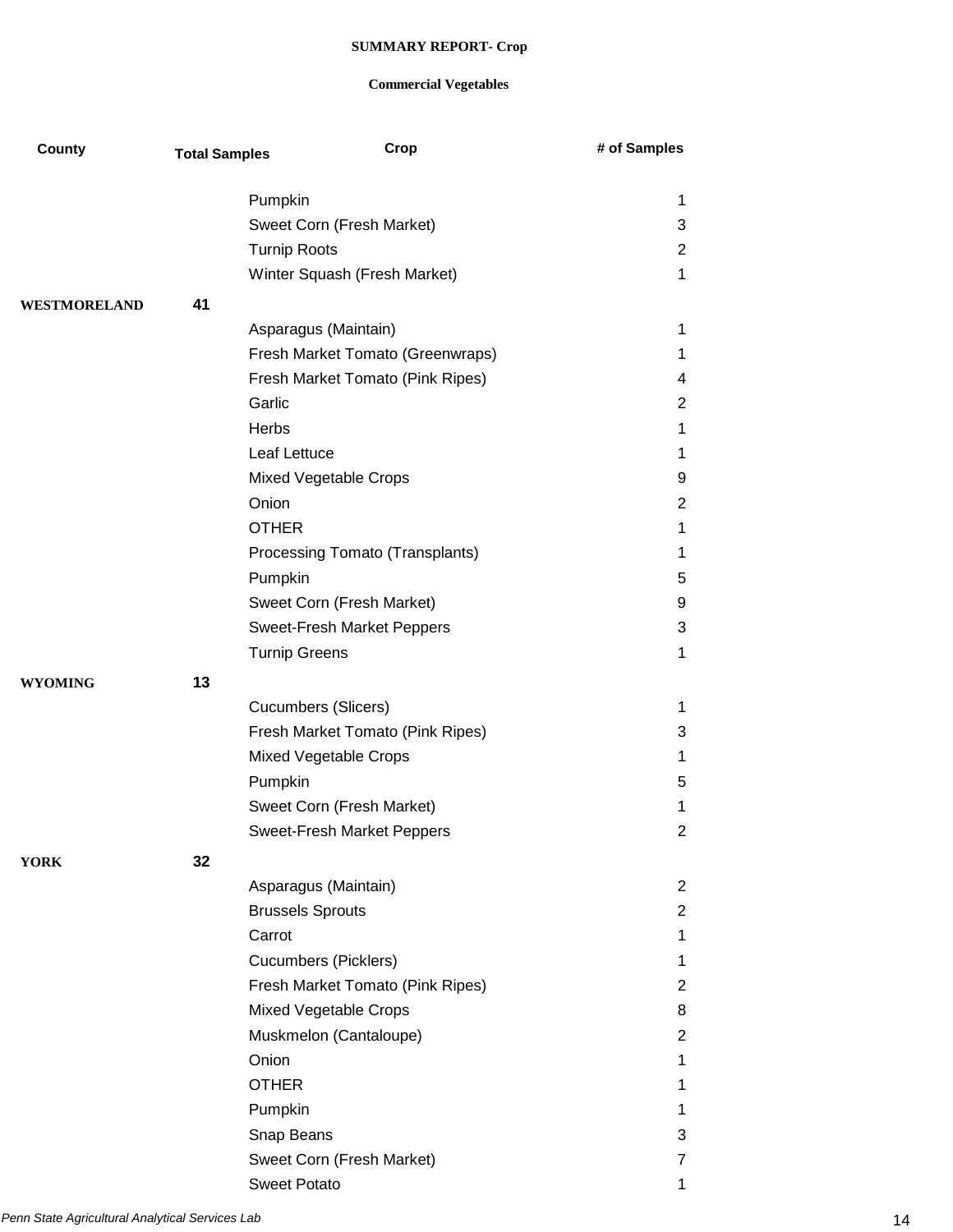**SUMMARY REPORT- Crop**

**Commercial Vegetables**

| County | Total Samples | Crop | # of Samples |
|---|---|---|---|
| | | Pumpkin | 1 |
| | | Sweet Corn (Fresh Market) | 3 |
| | | Turnip Roots | 2 |
| | | Winter Squash (Fresh Market) | 1 |
| **WESTMORELAND** | **41** | | |
| | | Asparagus (Maintain) | 1 |
| | | Fresh Market Tomato (Greenwraps) | 1 |
| | | Fresh Market Tomato (Pink Ripes) | 4 |
| | | Garlic | 2 |
| | | Herbs | 1 |
| | | Leaf Lettuce | 1 |
| | | Mixed Vegetable Crops | 9 |
| | | Onion | 2 |
| | | OTHER | 1 |
| | | Processing Tomato (Transplants) | 1 |
| | | Pumpkin | 5 |
| | | Sweet Corn (Fresh Market) | 9 |
| | | Sweet-Fresh Market Peppers | 3 |
| | | Turnip Greens | 1 |
| **WYOMING** | **13** | | |
| | | Cucumbers (Slicers) | 1 |
| | | Fresh Market Tomato (Pink Ripes) | 3 |
| | | Mixed Vegetable Crops | 1 |
| | | Pumpkin | 5 |
| | | Sweet Corn (Fresh Market) | 1 |
| | | Sweet-Fresh Market Peppers | 2 |
| **YORK** | **32** | | |
| | | Asparagus (Maintain) | 2 |
| | | Brussels Sprouts | 2 |
| | | Carrot | 1 |
| | | Cucumbers (Picklers) | 1 |
| | | Fresh Market Tomato (Pink Ripes) | 2 |
| | | Mixed Vegetable Crops | 8 |
| | | Muskmelon (Cantaloupe) | 2 |
| | | Onion | 1 |
| | | OTHER | 1 |
| | | Pumpkin | 1 |
| | | Snap Beans | 3 |
| | | Sweet Corn (Fresh Market) | 7 |
| | | Sweet Potato | 1 |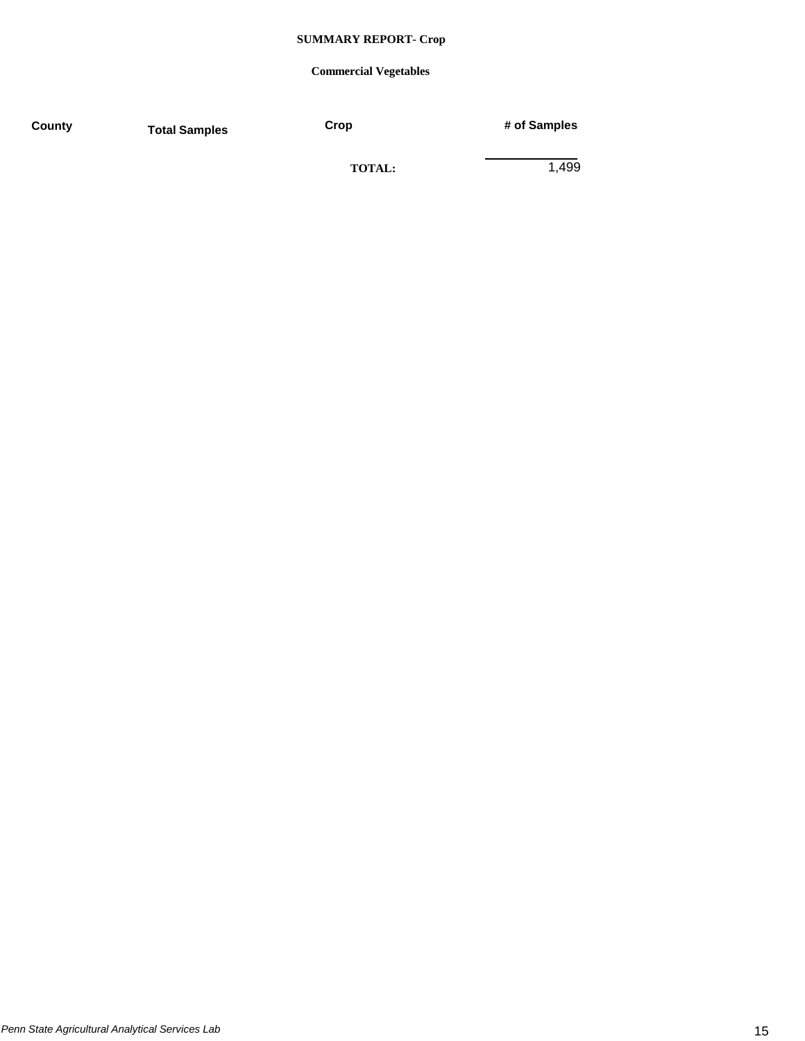**SUMMARY REPORT- Crop**

**Commercial Vegetables**

| County | Total Samples | Crop | # of Samples |
|---|---|---|---|
| | | **TOTAL:** | 1,499 |